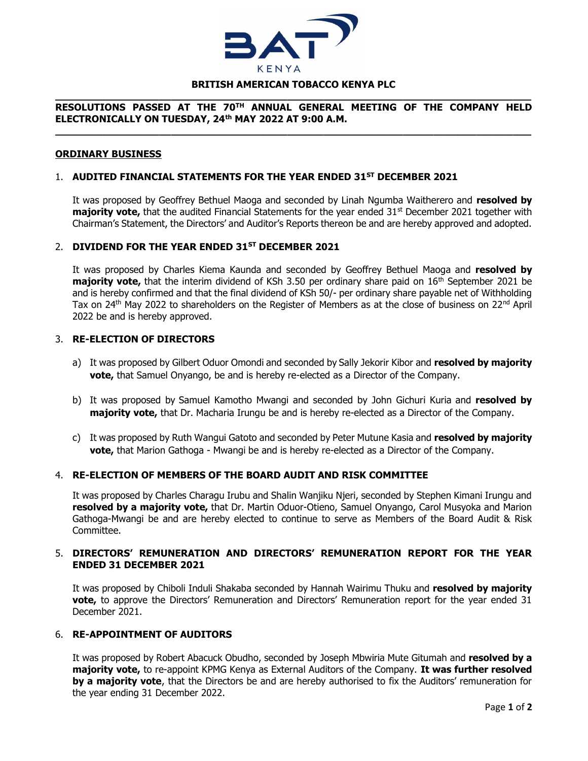**BRITISH AMERICAN TOBACCO KENYA PLC**

**RESOLUTIONS PASSED AT THE 70TH ANNUAL GENERAL MEETING OF THE COMPANY HELD ELECTRONICALLY ON TUESDAY, 24th MAY 2022 AT 9:00 A.M.**

## ORDINARY BUSINESS

### 1. AUDITED FINANCIAL STATEMENTS FOR THE YEAR ENDED 31ST DECEMBER 2021

It was proposed by Geoffrey Bethuel Maoga and seconded by Linah Ngumba Waitherero and **resolved by majority vote,** that the audited Financial Statements for the year ended 31st December 2021 together with Chairman's Statement, the Directors' and Auditor's Reports thereon be and are hereby approved and adopted.

### 2. DIVIDEND FOR THE YEAR ENDED 31ST DECEMBER 2021

It was proposed by Charles Kiema Kaunda and seconded by Geoffrey Bethuel Maoga and **resolved by majority vote,** that the interim dividend of KSh 3.50 per ordinary share paid on 16th September 2021 be and is hereby confirmed and that the final dividend of KSh 50/- per ordinary share payable net of Withholding Tax on 24th May 2022 to shareholders on the Register of Members as at the close of business on 22nd April 2022 be and is hereby approved.

### 3. RE-ELECTION OF DIRECTORS

a) It was proposed by Gilbert Oduor Omondi and seconded by Sally Jekorir Kibor and **resolved by majority vote,** that Samuel Onyango, be and is hereby re-elected as a Director of the Company.

b) It was proposed by Samuel Kamotho Mwangi and seconded by John Gichuri Kuria and **resolved by majority vote,** that Dr. Macharia Irungu be and is hereby re-elected as a Director of the Company.

c) It was proposed by Ruth Wangui Gatoto and seconded by Peter Mutune Kasia and **resolved by majority vote,** that Marion Gathoga - Mwangi be and is hereby re-elected as a Director of the Company.

### 4. RE-ELECTION OF MEMBERS OF THE BOARD AUDIT AND RISK COMMITTEE

It was proposed by Charles Charagu Irubu and Shalin Wanjiku Njeri, seconded by Stephen Kimani Irungu and **resolved by a majority vote,** that Dr. Martin Oduor-Otieno, Samuel Onyango, Carol Musyoka and Marion Gathoga-Mwangi be and are hereby elected to continue to serve as Members of the Board Audit & Risk Committee.

### 5. DIRECTORS' REMUNERATION AND DIRECTORS' REMUNERATION REPORT FOR THE YEAR ENDED 31 DECEMBER 2021

It was proposed by Chiboli Induli Shakaba seconded by Hannah Wairimu Thuku and **resolved by majority vote,** to approve the Directors' Remuneration and Directors' Remuneration report for the year ended 31 December 2021.

### 6. RE-APPOINTMENT OF AUDITORS

It was proposed by Robert Abacuck Obudho, seconded by Joseph Mbwiria Mute Gitumah and **resolved by a majority vote,** to re-appoint KPMG Kenya as External Auditors of the Company. **It was further resolved by a majority vote**, that the Directors be and are hereby authorised to fix the Auditors' remuneration for the year ending 31 December 2022.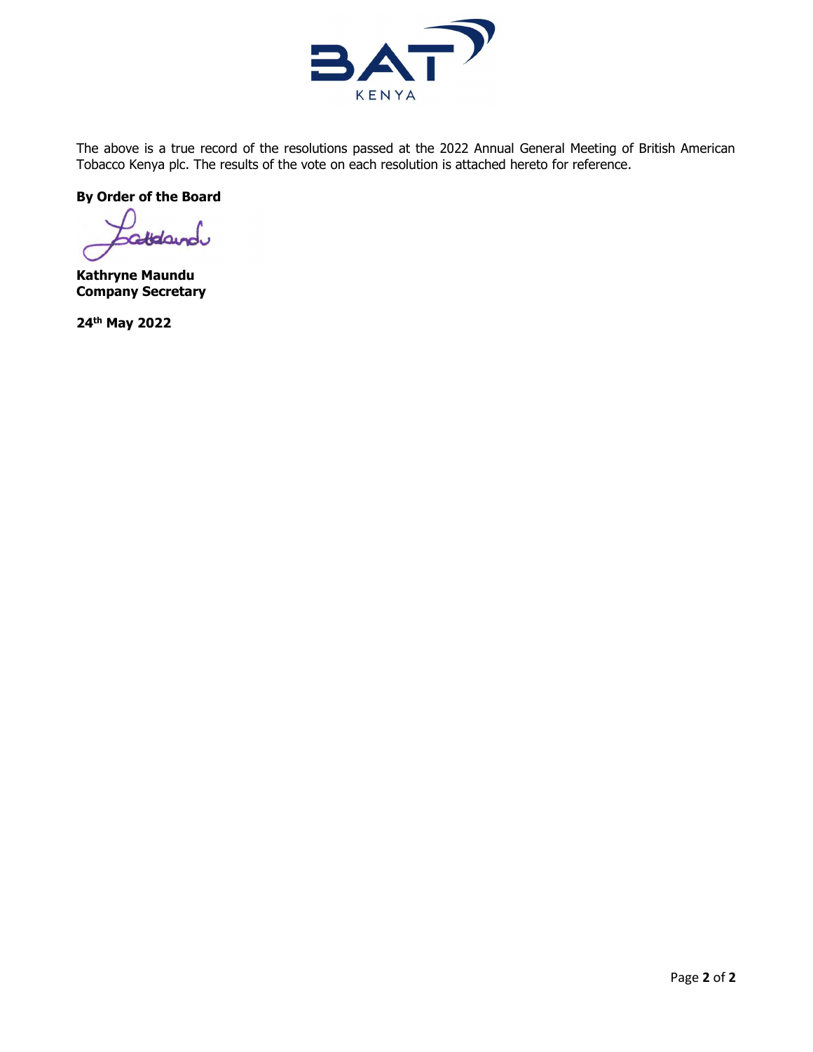The above is a true record of the resolutions passed at the 2022 Annual General Meeting of British American Tobacco Kenya plc. The results of the vote on each resolution is attached hereto for reference.

**By Order of the Board**

**Kathryne Maundu**
**Company Secretary**

**24th May 2022**